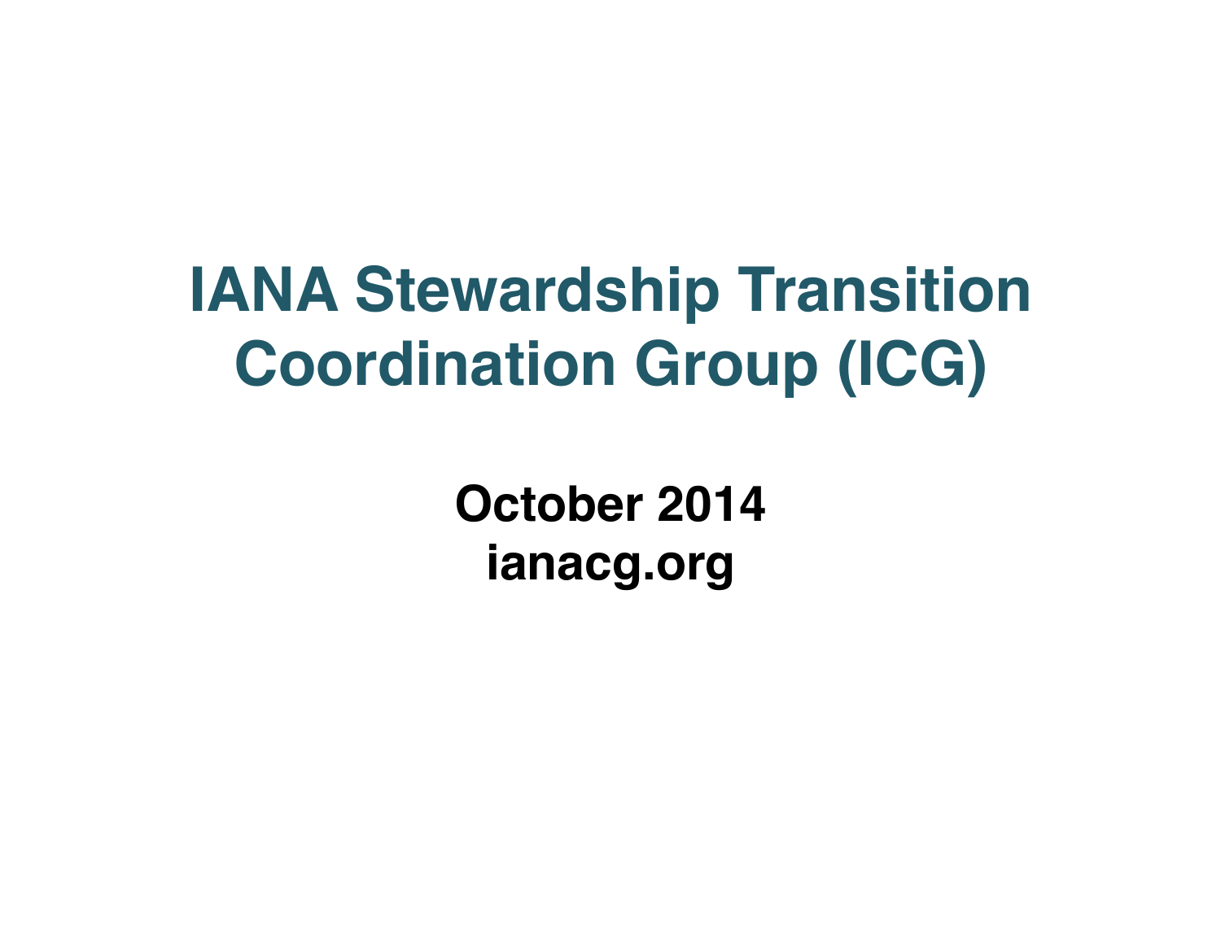# IANA Stewardship Transition Coordination Group (ICG)

**October 2014**
**ianacg.org**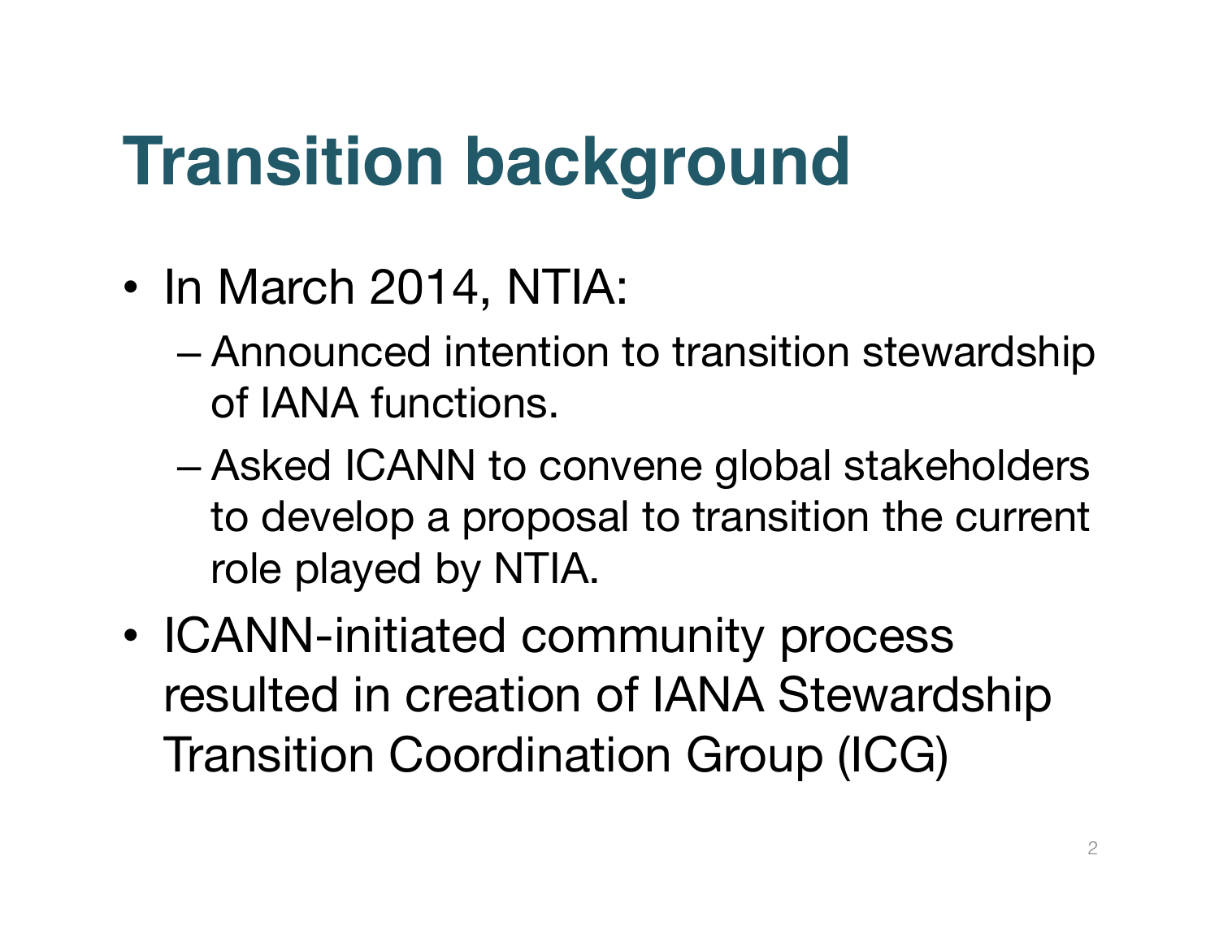# Transition background

- In March 2014, NTIA:
  - Announced intention to transition stewardship of IANA functions.
  - Asked ICANN to convene global stakeholders to develop a proposal to transition the current role played by NTIA.
- ICANN-initiated community process resulted in creation of IANA Stewardship Transition Coordination Group (ICG)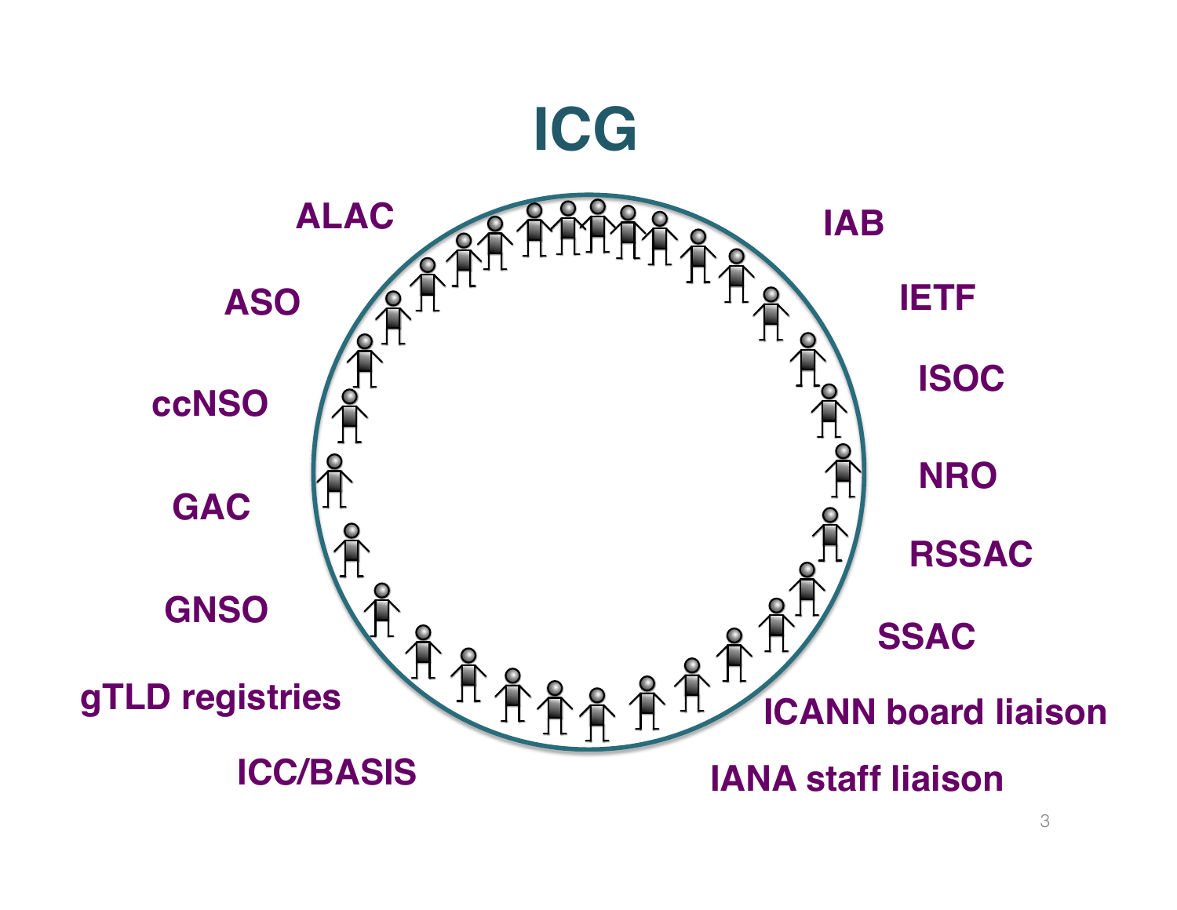# ICG

- ALAC
- ASO
- ccNSO
- GAC
- GNSO
- gTLD registries
- ICC/BASIS
- IAB
- IETF
- ISOC
- NRO
- RSSAC
- SSAC
- ICANN board liaison
- IANA staff liaison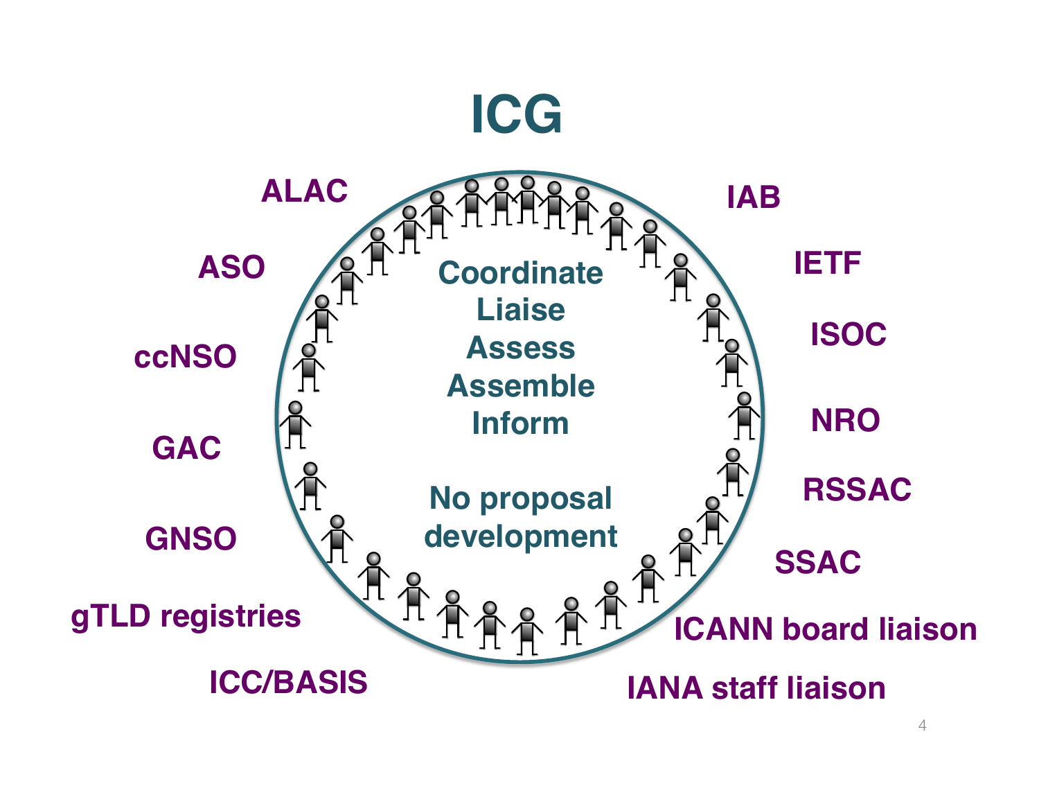# ICG

ALAC

ASO

ccNSO

GAC

GNSO

gTLD registries

ICC/BASIS

IAB

IETF

ISOC

NRO

RSSAC

SSAC

ICANN board liaison

IANA staff liaison

**Coordinate**
**Liaise**
**Assess**
**Assemble**
**Inform**

**No proposal development**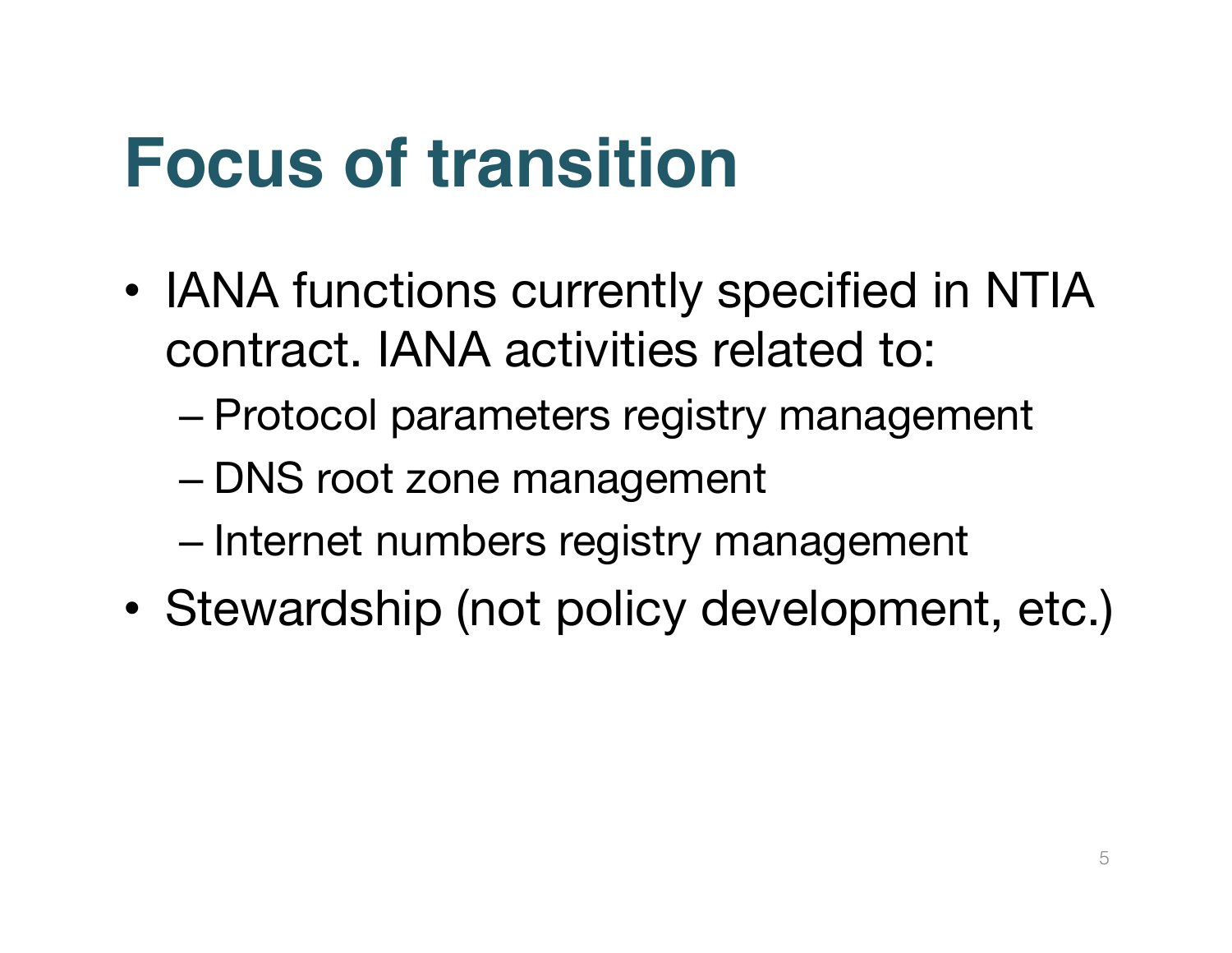# Focus of transition

- IANA functions currently specified in NTIA contract. IANA activities related to:
  - Protocol parameters registry management
  - DNS root zone management
  - Internet numbers registry management
- Stewardship (not policy development, etc.)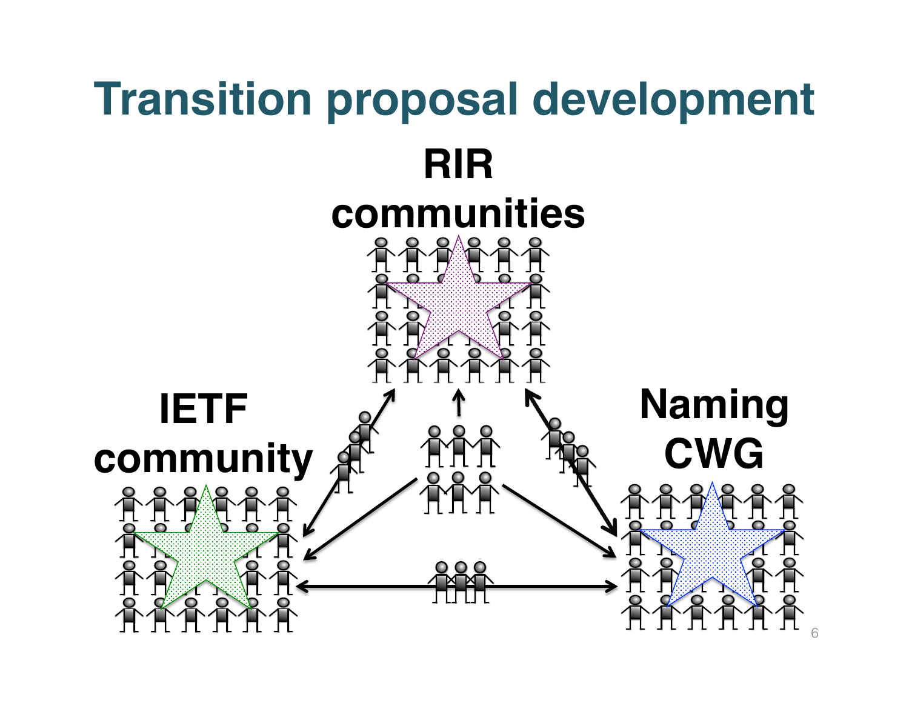# Transition proposal development

RIR communities

IETF community

Naming CWG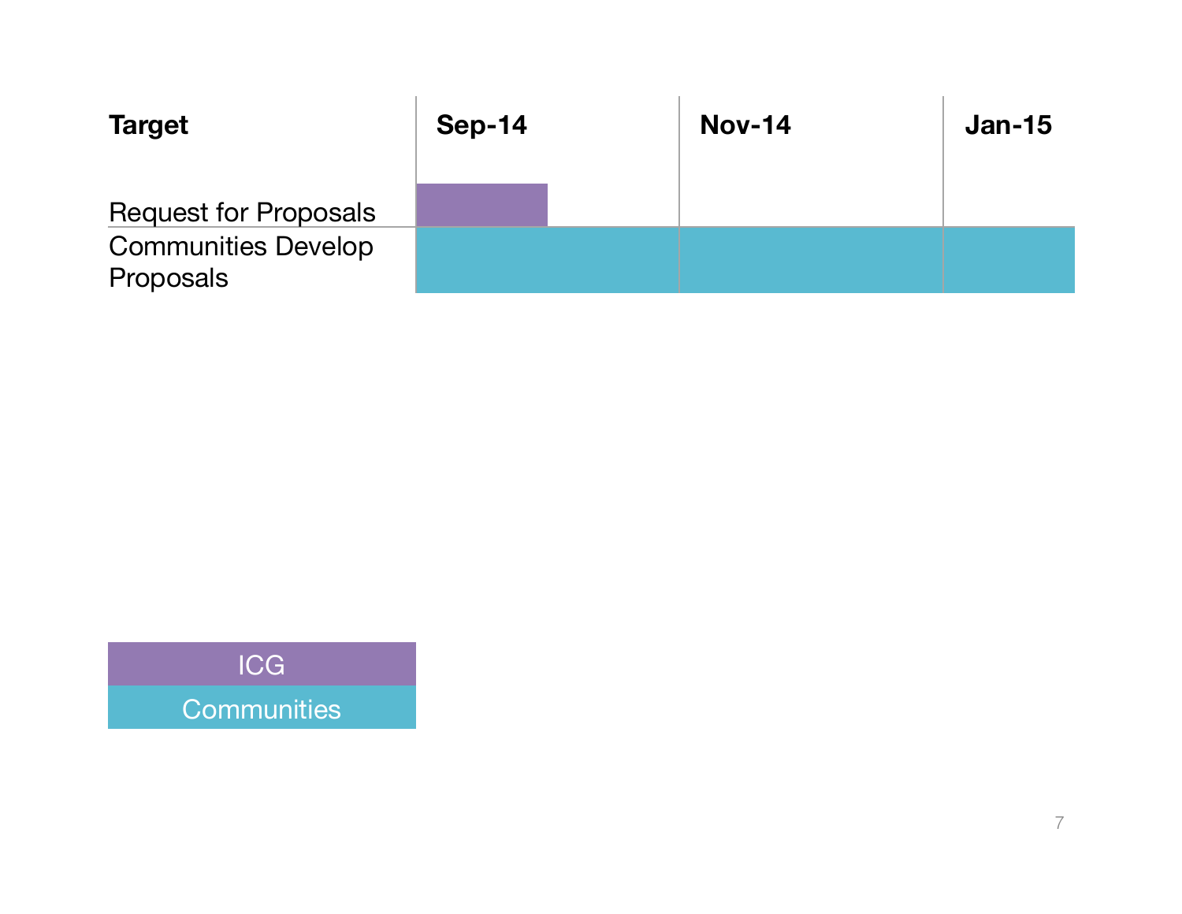| Target | Sep-14 | Nov-14 | Jan-15 |
| --- | --- | --- | --- |
| Request for Proposals | ICG | | |
| Communities Develop Proposals | Communities | Communities | Communities |

ICG

Communities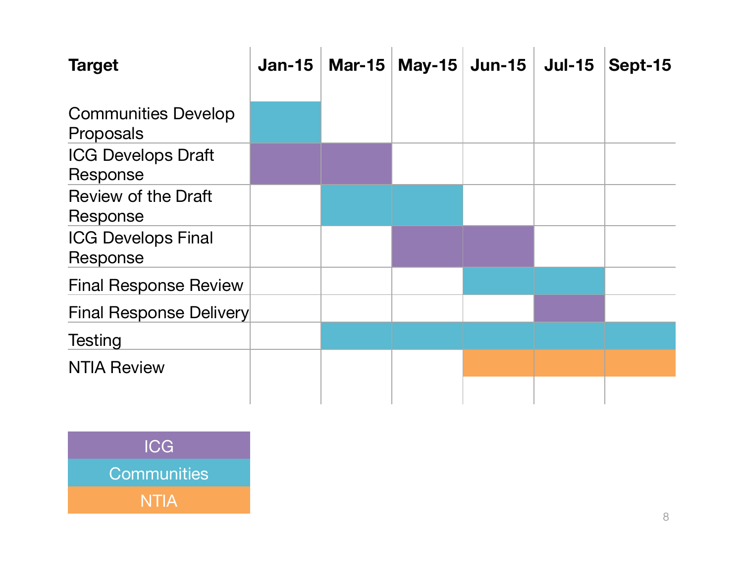| Target | Jan-15 | Mar-15 | May-15 | Jun-15 | Jul-15 | Sept-15 |
|---|---|---|---|---|---|---|
| Communities Develop Proposals | Communities | | | | | |
| ICG Develops Draft Response | ICG | ICG | | | | |
| Review of the Draft Response | | Communities | Communities | | | |
| ICG Develops Final Response | | | ICG | ICG | | |
| Final Response Review | | | | Communities | Communities | |
| Final Response Delivery | | | | | ICG | |
| Testing | | Communities | Communities | Communities | Communities | Communities |
| NTIA Review | | | | NTIA | NTIA | NTIA |

| Legend |
|---|
| ICG |
| Communities |
| NTIA |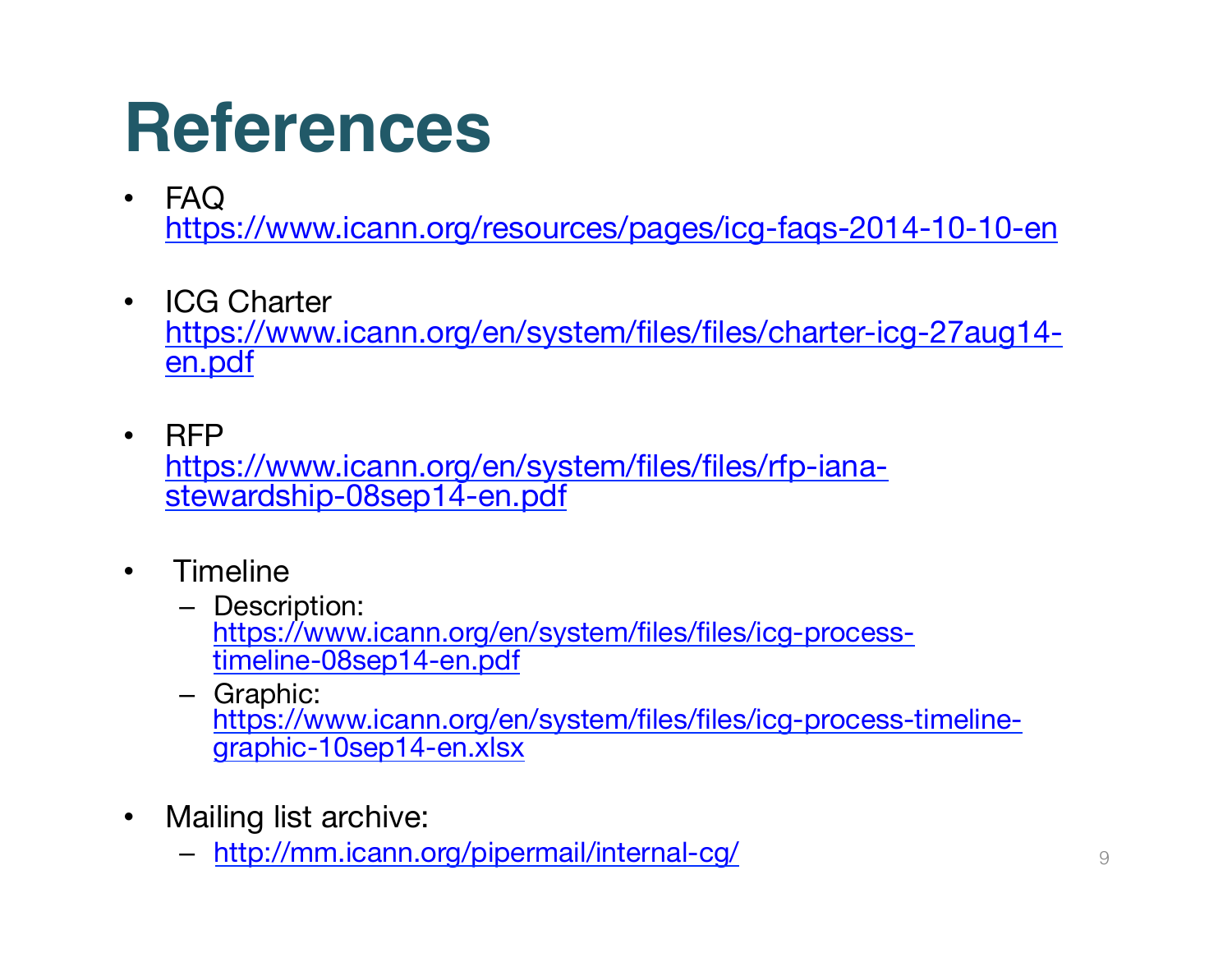# References

- FAQ
  https://www.icann.org/resources/pages/icg-faqs-2014-10-10-en

- ICG Charter
  https://www.icann.org/en/system/files/files/charter-icg-27aug14-en.pdf

- RFP
  https://www.icann.org/en/system/files/files/rfp-iana-stewardship-08sep14-en.pdf

- Timeline
  - Description: https://www.icann.org/en/system/files/files/icg-process-timeline-08sep14-en.pdf
  - Graphic: https://www.icann.org/en/system/files/files/icg-process-timeline-graphic-10sep14-en.xlsx

- Mailing list archive:
  - http://mm.icann.org/pipermail/internal-cg/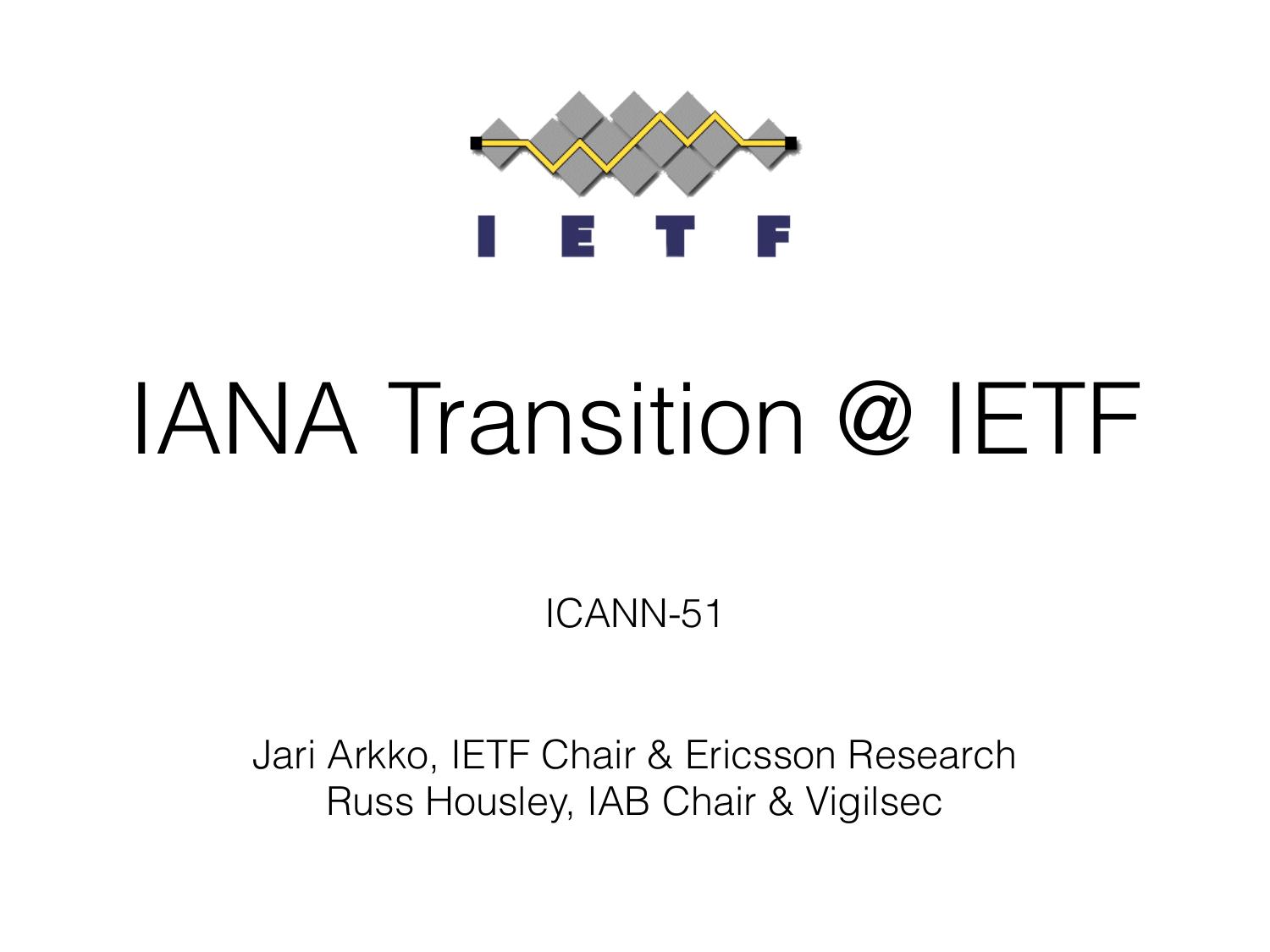# IANA Transition @ IETF

ICANN-51

Jari Arkko, IETF Chair & Ericsson Research
Russ Housley, IAB Chair & Vigilsec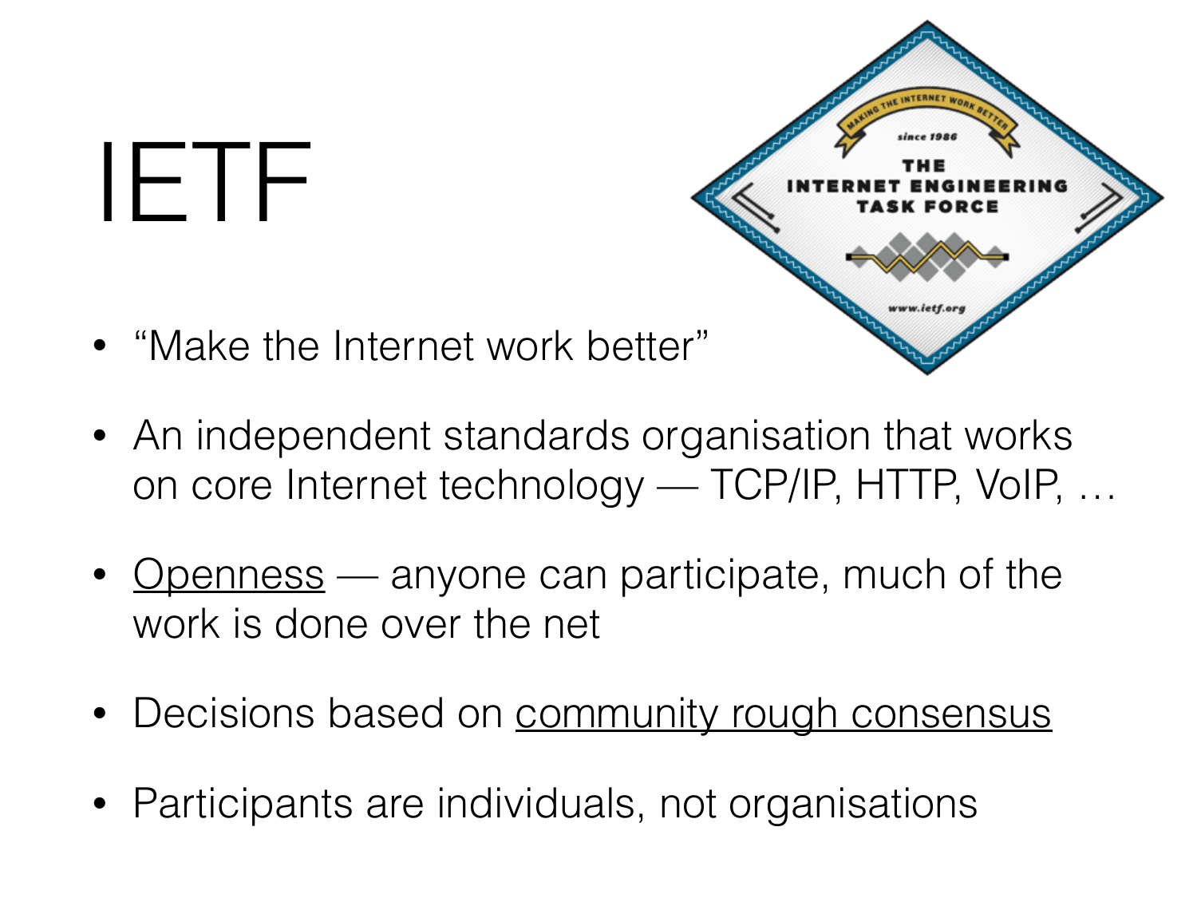# IETF

- "Make the Internet work better"
- An independent standards organisation that works on core Internet technology — TCP/IP, HTTP, VoIP, …
- Openness — anyone can participate, much of the work is done over the net
- Decisions based on community rough consensus
- Participants are individuals, not organisations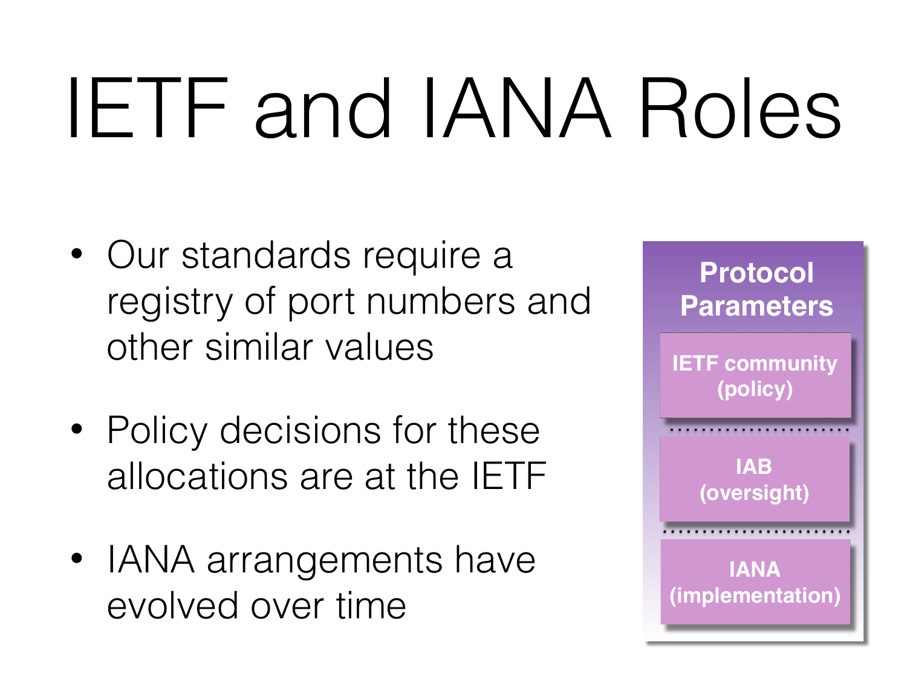# IETF and IANA Roles

- Our standards require a registry of port numbers and other similar values
- Policy decisions for these allocations are at the IETF
- IANA arrangements have evolved over time

**Protocol Parameters**

**IETF community (policy)**

**IAB (oversight)**

**IANA (implementation)**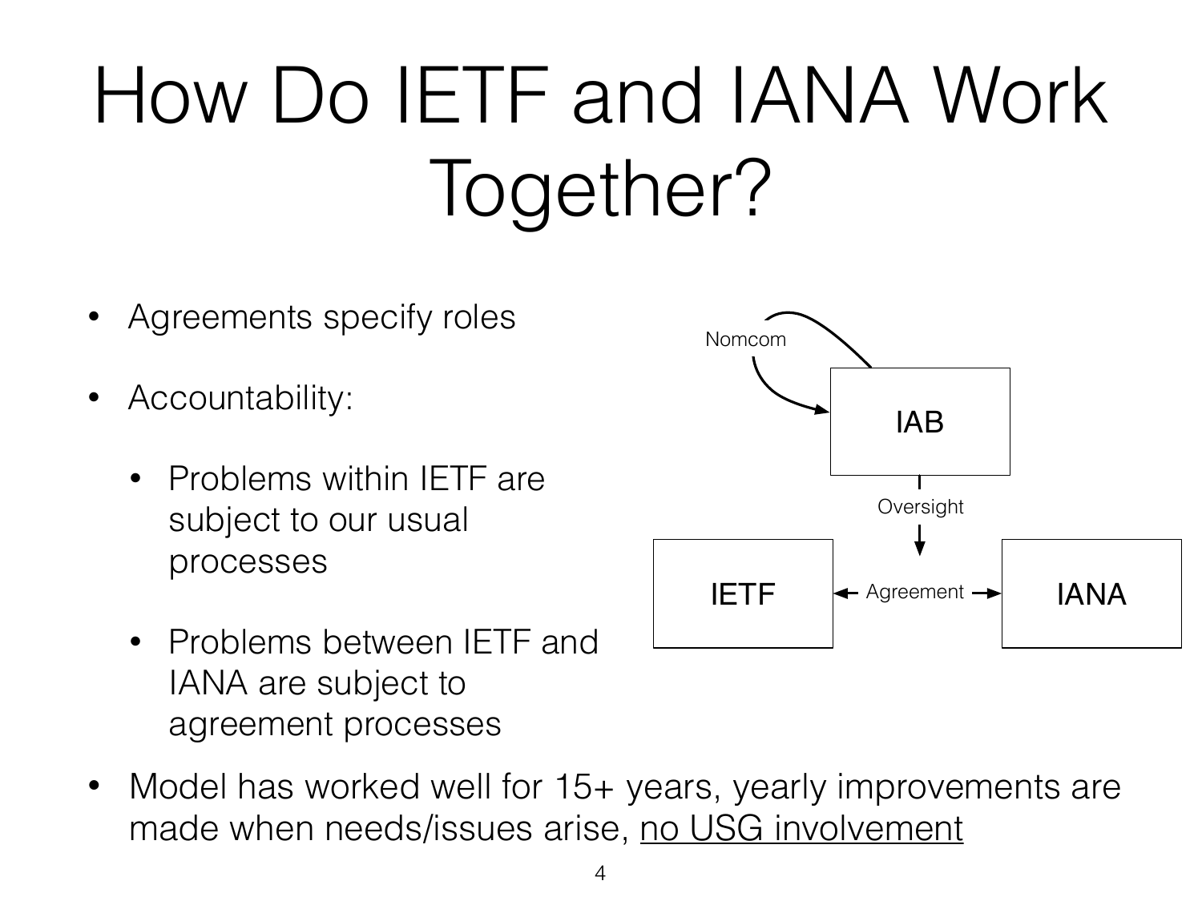# How Do IETF and IANA Work Together?

- Agreements specify roles
- Accountability:
  - Problems within IETF are subject to our usual processes
  - Problems between IETF and IANA are subject to agreement processes
- Model has worked well for 15+ years, yearly improvements are made when needs/issues arise, <u>no USG involvement</u>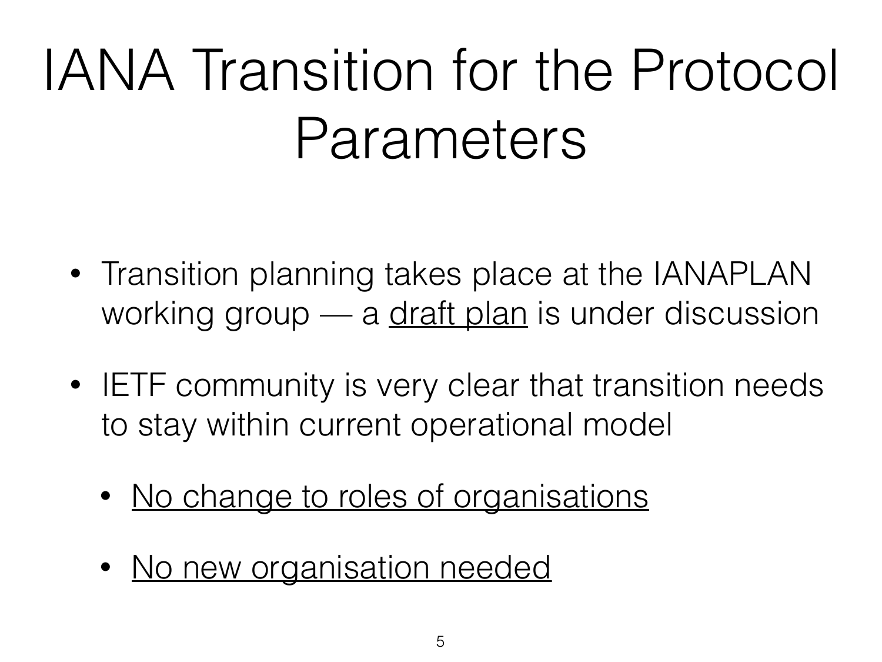# IANA Transition for the Protocol Parameters

- Transition planning takes place at the IANAPLAN working group — a draft plan is under discussion
- IETF community is very clear that transition needs to stay within current operational model
  - No change to roles of organisations
  - No new organisation needed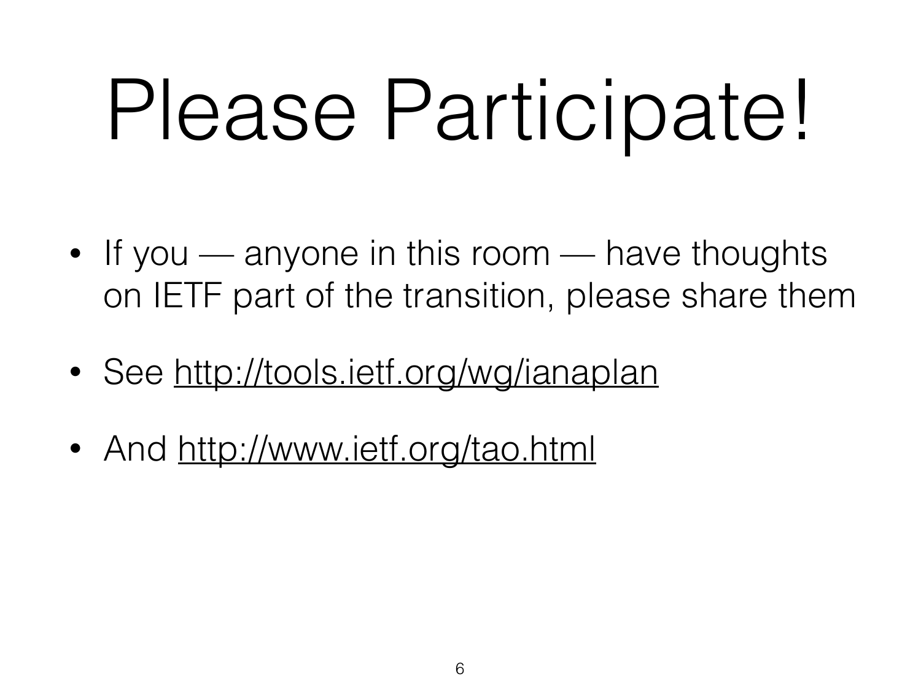# Please Participate!

- If you — anyone in this room — have thoughts on IETF part of the transition, please share them
- See http://tools.ietf.org/wg/ianaplan
- And http://www.ietf.org/tao.html